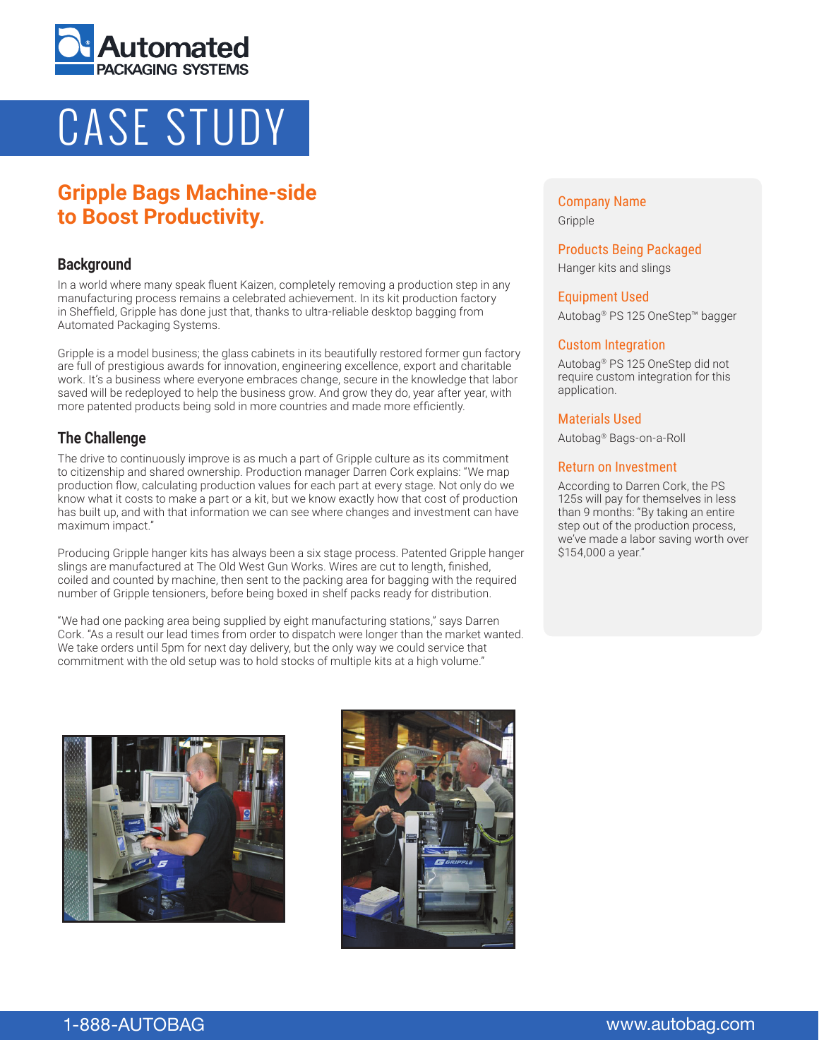Automated PACKAGING SYSTEMS

# CASE STUDY

## Gripple Bags Machine-side to Boost Productivity.

### Background

In a world where many speak fluent Kaizen, completely removing a production step in any manufacturing process remains a celebrated achievement. In its kit production factory in Sheffield, Gripple has done just that, thanks to ultra-reliable desktop bagging from Automated Packaging Systems.

Gripple is a model business; the glass cabinets in its beautifully restored former gun factory are full of prestigious awards for innovation, engineering excellence, export and charitable work. It's a business where everyone embraces change, secure in the knowledge that labor saved will be redeployed to help the business grow. And grow they do, year after year, with more patented products being sold in more countries and made more efficiently.

### The Challenge

The drive to continuously improve is as much a part of Gripple culture as its commitment to citizenship and shared ownership. Production manager Darren Cork explains: "We map production flow, calculating production values for each part at every stage. Not only do we know what it costs to make a part or a kit, but we know exactly how that cost of production has built up, and with that information we can see where changes and investment can have maximum impact."

Producing Gripple hanger kits has always been a six stage process. Patented Gripple hanger slings are manufactured at The Old West Gun Works. Wires are cut to length, finished, coiled and counted by machine, then sent to the packing area for bagging with the required number of Gripple tensioners, before being boxed in shelf packs ready for distribution.

"We had one packing area being supplied by eight manufacturing stations," says Darren Cork. "As a result our lead times from order to dispatch were longer than the market wanted. We take orders until 5pm for next day delivery, but the only way we could service that commitment with the old setup was to hold stocks of multiple kits at a high volume."

**Company Name**
Gripple

**Products Being Packaged**
Hanger kits and slings

**Equipment Used**
Autobag® PS 125 OneStep™ bagger

**Custom Integration**
Autobag® PS 125 OneStep did not require custom integration for this application.

**Materials Used**
Autobag® Bags-on-a-Roll

**Return on Investment**
According to Darren Cork, the PS 125s will pay for themselves in less than 9 months: "By taking an entire step out of the production process, we've made a labor saving worth over $154,000 a year."

1-888-AUTOBAG www.autobag.com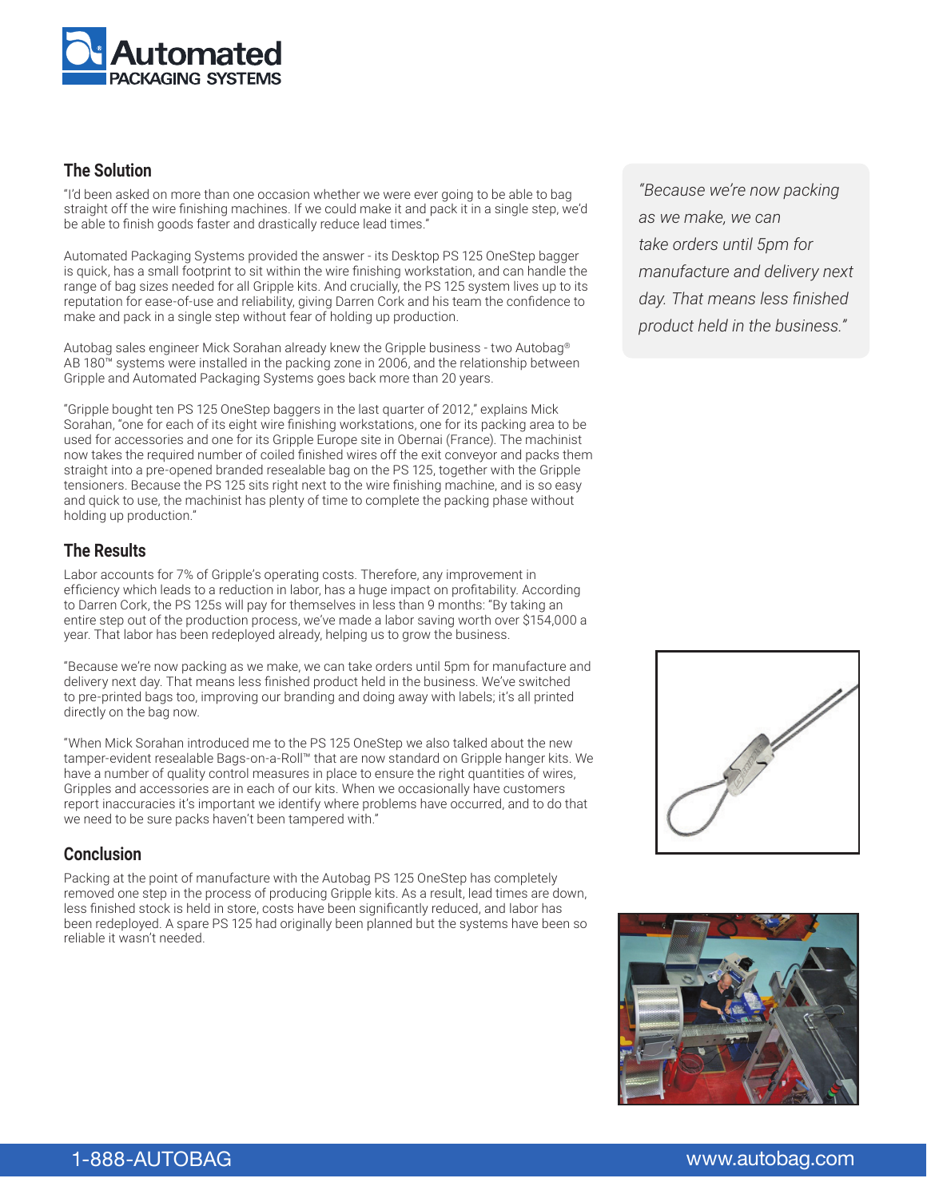## The Solution

"I'd been asked on more than one occasion whether we were ever going to be able to bag straight off the wire finishing machines. If we could make it and pack it in a single step, we'd be able to finish goods faster and drastically reduce lead times."

Automated Packaging Systems provided the answer - its Desktop PS 125 OneStep bagger is quick, has a small footprint to sit within the wire finishing workstation, and can handle the range of bag sizes needed for all Gripple kits. And crucially, the PS 125 system lives up to its reputation for ease-of-use and reliability, giving Darren Cork and his team the confidence to make and pack in a single step without fear of holding up production.

Autobag sales engineer Mick Sorahan already knew the Gripple business - two Autobag® AB 180™ systems were installed in the packing zone in 2006, and the relationship between Gripple and Automated Packaging Systems goes back more than 20 years.

"Gripple bought ten PS 125 OneStep baggers in the last quarter of 2012," explains Mick Sorahan, "one for each of its eight wire finishing workstations, one for its packing area to be used for accessories and one for its Gripple Europe site in Obernai (France). The machinist now takes the required number of coiled finished wires off the exit conveyor and packs them straight into a pre-opened branded resealable bag on the PS 125, together with the Gripple tensioners. Because the PS 125 sits right next to the wire finishing machine, and is so easy and quick to use, the machinist has plenty of time to complete the packing phase without holding up production."

*"Because we're now packing as we make, we can take orders until 5pm for manufacture and delivery next day. That means less finished product held in the business."*

## The Results

Labor accounts for 7% of Gripple's operating costs. Therefore, any improvement in efficiency which leads to a reduction in labor, has a huge impact on profitability. According to Darren Cork, the PS 125s will pay for themselves in less than 9 months: "By taking an entire step out of the production process, we've made a labor saving worth over $154,000 a year. That labor has been redeployed already, helping us to grow the business.

"Because we're now packing as we make, we can take orders until 5pm for manufacture and delivery next day. That means less finished product held in the business. We've switched to pre-printed bags too, improving our branding and doing away with labels; it's all printed directly on the bag now.

"When Mick Sorahan introduced me to the PS 125 OneStep we also talked about the new tamper-evident resealable Bags-on-a-Roll™ that are now standard on Gripple hanger kits. We have a number of quality control measures in place to ensure the right quantities of wires, Gripples and accessories are in each of our kits. When we occasionally have customers report inaccuracies it's important we identify where problems have occurred, and to do that we need to be sure packs haven't been tampered with."

## Conclusion

Packing at the point of manufacture with the Autobag PS 125 OneStep has completely removed one step in the process of producing Gripple kits. As a result, lead times are down, less finished stock is held in store, costs have been significantly reduced, and labor has been redeployed. A spare PS 125 had originally been planned but the systems have been so reliable it wasn't needed.